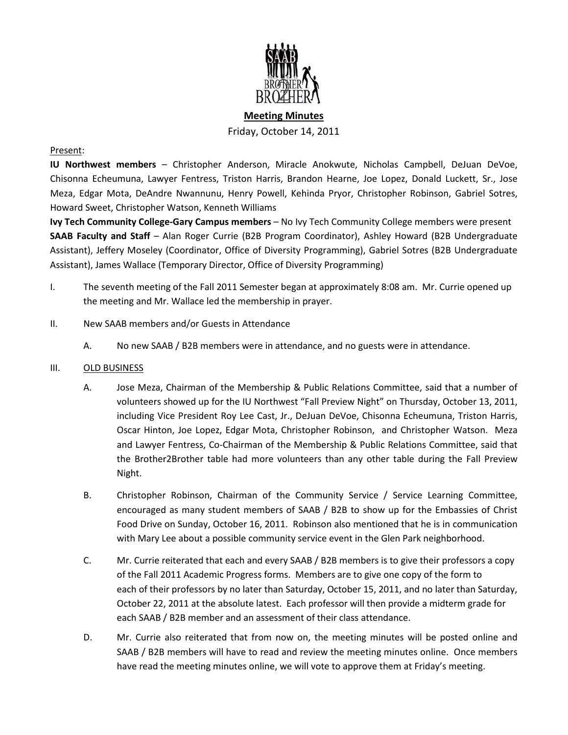**Meeting Minutes**

Friday, October 14, 2011

Present:

**IU Northwest members** – Christopher Anderson, Miracle Anokwute, Nicholas Campbell, DeJuan DeVoe, Chisonna Echeumuna, Lawyer Fentress, Triston Harris, Brandon Hearne, Joe Lopez, Donald Luckett, Sr., Jose Meza, Edgar Mota, DeAndre Nwannunu, Henry Powell, Kehinda Pryor, Christopher Robinson, Gabriel Sotres, Howard Sweet, Christopher Watson, Kenneth Williams

**Ivy Tech Community College-Gary Campus members** – No Ivy Tech Community College members were present

**SAAB Faculty and Staff** – Alan Roger Currie (B2B Program Coordinator), Ashley Howard (B2B Undergraduate Assistant), Jeffery Moseley (Coordinator, Office of Diversity Programming), Gabriel Sotres (B2B Undergraduate Assistant), James Wallace (Temporary Director, Office of Diversity Programming)

I. The seventh meeting of the Fall 2011 Semester began at approximately 8:08 am. Mr. Currie opened up the meeting and Mr. Wallace led the membership in prayer.

II. New SAAB members and/or Guests in Attendance

   A. No new SAAB / B2B members were in attendance, and no guests were in attendance.

III. OLD BUSINESS

   A. Jose Meza, Chairman of the Membership & Public Relations Committee, said that a number of volunteers showed up for the IU Northwest "Fall Preview Night" on Thursday, October 13, 2011, including Vice President Roy Lee Cast, Jr., DeJuan DeVoe, Chisonna Echeumuna, Triston Harris, Oscar Hinton, Joe Lopez, Edgar Mota, Christopher Robinson, and Christopher Watson. Meza and Lawyer Fentress, Co-Chairman of the Membership & Public Relations Committee, said that the Brother2Brother table had more volunteers than any other table during the Fall Preview Night.

   B. Christopher Robinson, Chairman of the Community Service / Service Learning Committee, encouraged as many student members of SAAB / B2B to show up for the Embassies of Christ Food Drive on Sunday, October 16, 2011. Robinson also mentioned that he is in communication with Mary Lee about a possible community service event in the Glen Park neighborhood.

   C. Mr. Currie reiterated that each and every SAAB / B2B members is to give their professors a copy of the Fall 2011 Academic Progress forms. Members are to give one copy of the form to each of their professors by no later than Saturday, October 15, 2011, and no later than Saturday, October 22, 2011 at the absolute latest. Each professor will then provide a midterm grade for each SAAB / B2B member and an assessment of their class attendance.

   D. Mr. Currie also reiterated that from now on, the meeting minutes will be posted online and SAAB / B2B members will have to read and review the meeting minutes online. Once members have read the meeting minutes online, we will vote to approve them at Friday's meeting.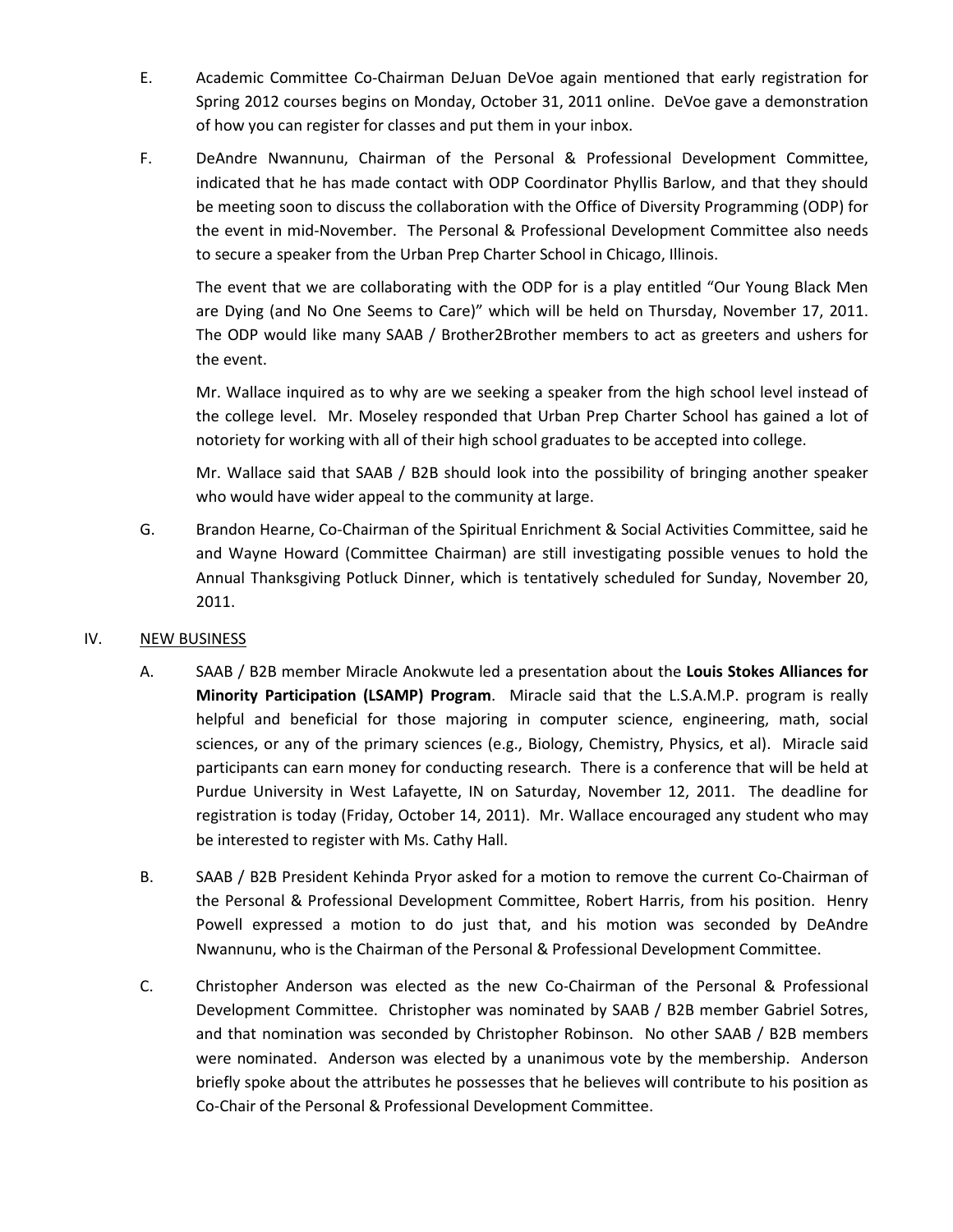E. Academic Committee Co-Chairman DeJuan DeVoe again mentioned that early registration for Spring 2012 courses begins on Monday, October 31, 2011 online. DeVoe gave a demonstration of how you can register for classes and put them in your inbox.

F. DeAndre Nwannunu, Chairman of the Personal & Professional Development Committee, indicated that he has made contact with ODP Coordinator Phyllis Barlow, and that they should be meeting soon to discuss the collaboration with the Office of Diversity Programming (ODP) for the event in mid-November. The Personal & Professional Development Committee also needs to secure a speaker from the Urban Prep Charter School in Chicago, Illinois.

The event that we are collaborating with the ODP for is a play entitled "Our Young Black Men are Dying (and No One Seems to Care)" which will be held on Thursday, November 17, 2011. The ODP would like many SAAB / Brother2Brother members to act as greeters and ushers for the event.

Mr. Wallace inquired as to why are we seeking a speaker from the high school level instead of the college level. Mr. Moseley responded that Urban Prep Charter School has gained a lot of notoriety for working with all of their high school graduates to be accepted into college.

Mr. Wallace said that SAAB / B2B should look into the possibility of bringing another speaker who would have wider appeal to the community at large.

G. Brandon Hearne, Co-Chairman of the Spiritual Enrichment & Social Activities Committee, said he and Wayne Howard (Committee Chairman) are still investigating possible venues to hold the Annual Thanksgiving Potluck Dinner, which is tentatively scheduled for Sunday, November 20, 2011.

IV. NEW BUSINESS

A. SAAB / B2B member Miracle Anokwute led a presentation about the **Louis Stokes Alliances for Minority Participation (LSAMP) Program**. Miracle said that the L.S.A.M.P. program is really helpful and beneficial for those majoring in computer science, engineering, math, social sciences, or any of the primary sciences (e.g., Biology, Chemistry, Physics, et al). Miracle said participants can earn money for conducting research. There is a conference that will be held at Purdue University in West Lafayette, IN on Saturday, November 12, 2011. The deadline for registration is today (Friday, October 14, 2011). Mr. Wallace encouraged any student who may be interested to register with Ms. Cathy Hall.

B. SAAB / B2B President Kehinda Pryor asked for a motion to remove the current Co-Chairman of the Personal & Professional Development Committee, Robert Harris, from his position. Henry Powell expressed a motion to do just that, and his motion was seconded by DeAndre Nwannunu, who is the Chairman of the Personal & Professional Development Committee.

C. Christopher Anderson was elected as the new Co-Chairman of the Personal & Professional Development Committee. Christopher was nominated by SAAB / B2B member Gabriel Sotres, and that nomination was seconded by Christopher Robinson. No other SAAB / B2B members were nominated. Anderson was elected by a unanimous vote by the membership. Anderson briefly spoke about the attributes he possesses that he believes will contribute to his position as Co-Chair of the Personal & Professional Development Committee.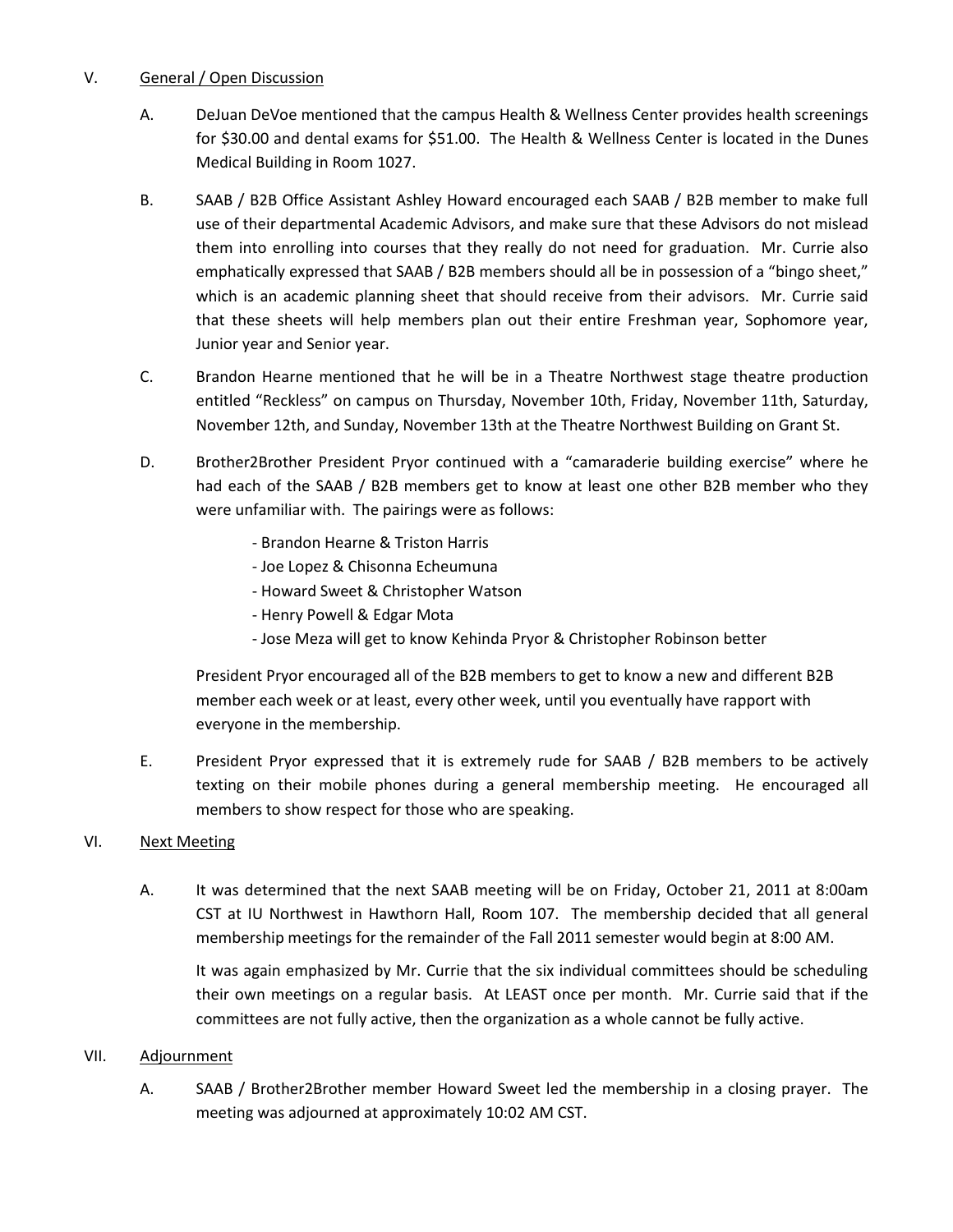V. General / Open Discussion

A. DeJuan DeVoe mentioned that the campus Health & Wellness Center provides health screenings for $30.00 and dental exams for $51.00. The Health & Wellness Center is located in the Dunes Medical Building in Room 1027.

B. SAAB / B2B Office Assistant Ashley Howard encouraged each SAAB / B2B member to make full use of their departmental Academic Advisors, and make sure that these Advisors do not mislead them into enrolling into courses that they really do not need for graduation. Mr. Currie also emphatically expressed that SAAB / B2B members should all be in possession of a "bingo sheet," which is an academic planning sheet that should receive from their advisors. Mr. Currie said that these sheets will help members plan out their entire Freshman year, Sophomore year, Junior year and Senior year.

C. Brandon Hearne mentioned that he will be in a Theatre Northwest stage theatre production entitled "Reckless" on campus on Thursday, November 10th, Friday, November 11th, Saturday, November 12th, and Sunday, November 13th at the Theatre Northwest Building on Grant St.

D. Brother2Brother President Pryor continued with a "camaraderie building exercise" where he had each of the SAAB / B2B members get to know at least one other B2B member who they were unfamiliar with. The pairings were as follows:

- Brandon Hearne & Triston Harris
- Joe Lopez & Chisonna Echeumuna
- Howard Sweet & Christopher Watson
- Henry Powell & Edgar Mota
- Jose Meza will get to know Kehinda Pryor & Christopher Robinson better

President Pryor encouraged all of the B2B members to get to know a new and different B2B member each week or at least, every other week, until you eventually have rapport with everyone in the membership.

E. President Pryor expressed that it is extremely rude for SAAB / B2B members to be actively texting on their mobile phones during a general membership meeting. He encouraged all members to show respect for those who are speaking.

VI. Next Meeting

A. It was determined that the next SAAB meeting will be on Friday, October 21, 2011 at 8:00am CST at IU Northwest in Hawthorn Hall, Room 107. The membership decided that all general membership meetings for the remainder of the Fall 2011 semester would begin at 8:00 AM.

It was again emphasized by Mr. Currie that the six individual committees should be scheduling their own meetings on a regular basis. At LEAST once per month. Mr. Currie said that if the committees are not fully active, then the organization as a whole cannot be fully active.

VII. Adjournment

A. SAAB / Brother2Brother member Howard Sweet led the membership in a closing prayer. The meeting was adjourned at approximately 10:02 AM CST.